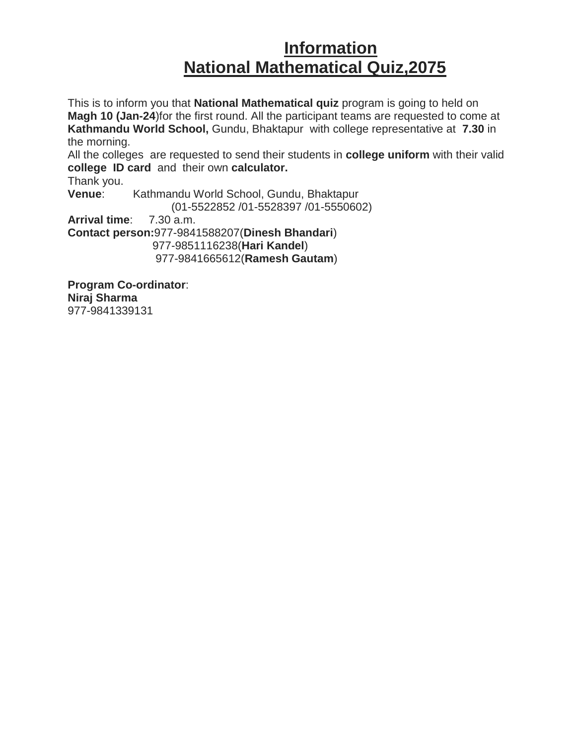# Information
# National Mathematical Quiz,2075

This is to inform you that **National Mathematical quiz** program is going to held on **Magh 10 (Jan-24)**for the first round. All the participant teams are requested to come at **Kathmandu World School,** Gundu, Bhaktapur with college representative at **7.30** in the morning.

All the colleges are requested to send their students in **college uniform** with their valid **college ID card** and their own **calculator.**

Thank you.

**Venue**: Kathmandu World School, Gundu, Bhaktapur
(01-5522852 /01-5528397 /01-5550602)

**Arrival time**: 7.30 a.m.

**Contact person:**977-9841588207(**Dinesh Bhandari**)
977-9851116238(**Hari Kandel**)
977-9841665612(**Ramesh Gautam**)

**Program Co-ordinator**:
**Niraj Sharma**
977-9841339131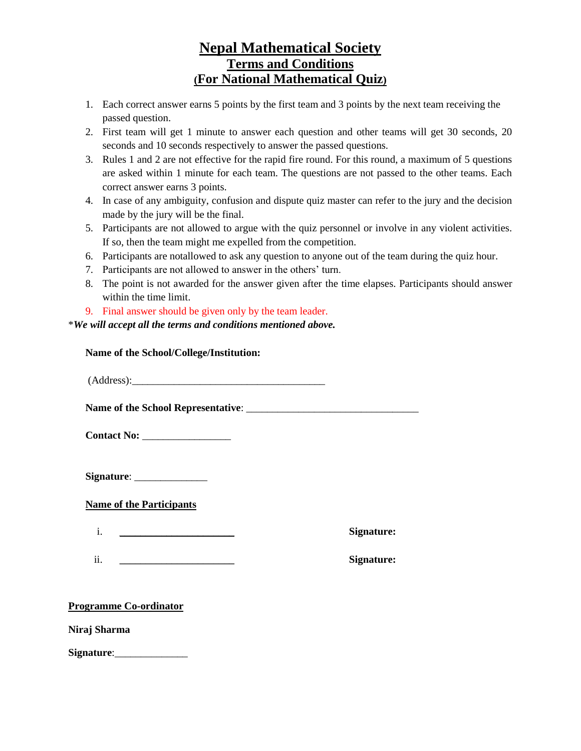# Nepal Mathematical Society

## Terms and Conditions

## (For National Mathematical Quiz)

1. Each correct answer earns 5 points by the first team and 3 points by the next team receiving the passed question.
2. First team will get 1 minute to answer each question and other teams will get 30 seconds, 20 seconds and 10 seconds respectively to answer the passed questions.
3. Rules 1 and 2 are not effective for the rapid fire round. For this round, a maximum of 5 questions are asked within 1 minute for each team. The questions are not passed to the other teams. Each correct answer earns 3 points.
4. In case of any ambiguity, confusion and dispute quiz master can refer to the jury and the decision made by the jury will be the final.
5. Participants are not allowed to argue with the quiz personnel or involve in any violent activities. If so, then the team might me expelled from the competition.
6. Participants are notallowed to ask any question to anyone out of the team during the quiz hour.
7. Participants are not allowed to answer in the others' turn.
8. The point is not awarded for the answer given after the time elapses. Participants should answer within the time limit.
9. Final answer should be given only by the team leader.

**\****We will accept all the terms and conditions mentioned above.***

**Name of the School/College/Institution:**

(Address):_____________________________________

**Name of the School Representative**: _________________________________

**Contact No:** _________________

**Signature**: ______________

**Name of the Participants**

i. ______________________ **Signature:**

ii. ______________________ **Signature:**

**Programme Co-ordinator**

**Niraj Sharma**

**Signature**:______________